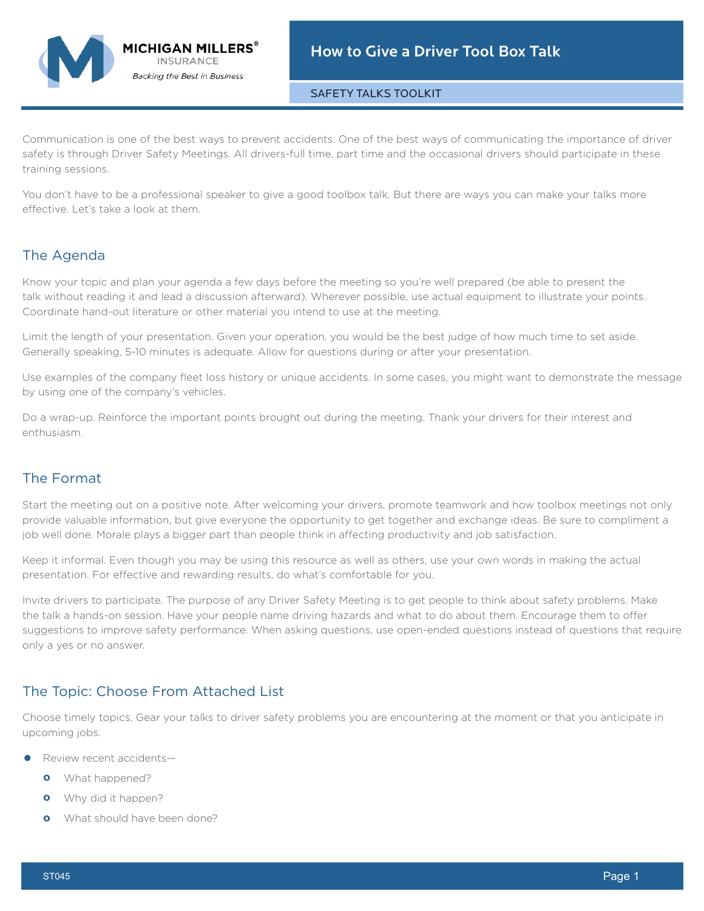# How to Give a Driver Tool Box Talk

SAFETY TALKS TOOLKIT

Communication is one of the best ways to prevent accidents. One of the best ways of communicating the importance of driver safety is through Driver Safety Meetings. All drivers-full time, part time and the occasional drivers should participate in these training sessions.

You don't have to be a professional speaker to give a good toolbox talk. But there are ways you can make your talks more effective. Let's take a look at them.

## The Agenda

Know your topic and plan your agenda a few days before the meeting so you're well prepared (be able to present the talk without reading it and lead a discussion afterward). Wherever possible, use actual equipment to illustrate your points. Coordinate hand-out literature or other material you intend to use at the meeting.

Limit the length of your presentation. Given your operation, you would be the best judge of how much time to set aside. Generally speaking, 5-10 minutes is adequate. Allow for questions during or after your presentation.

Use examples of the company fleet loss history or unique accidents. In some cases, you might want to demonstrate the message by using one of the company's vehicles.

Do a wrap-up. Reinforce the important points brought out during the meeting. Thank your drivers for their interest and enthusiasm.

## The Format

Start the meeting out on a positive note. After welcoming your drivers, promote teamwork and how toolbox meetings not only provide valuable information, but give everyone the opportunity to get together and exchange ideas. Be sure to compliment a job well done. Morale plays a bigger part than people think in affecting productivity and job satisfaction.

Keep it informal. Even though you may be using this resource as well as others, use your own words in making the actual presentation. For effective and rewarding results, do what's comfortable for you.

Invite drivers to participate. The purpose of any Driver Safety Meeting is to get people to think about safety problems. Make the talk a hands-on session. Have your people name driving hazards and what to do about them. Encourage them to offer suggestions to improve safety performance. When asking questions, use open-ended questions instead of questions that require only a yes or no answer.

## The Topic: Choose From Attached List

Choose timely topics. Gear your talks to driver safety problems you are encountering at the moment or that you anticipate in upcoming jobs.

- Review recent accidents—
  - What happened?
  - Why did it happen?
  - What should have been done?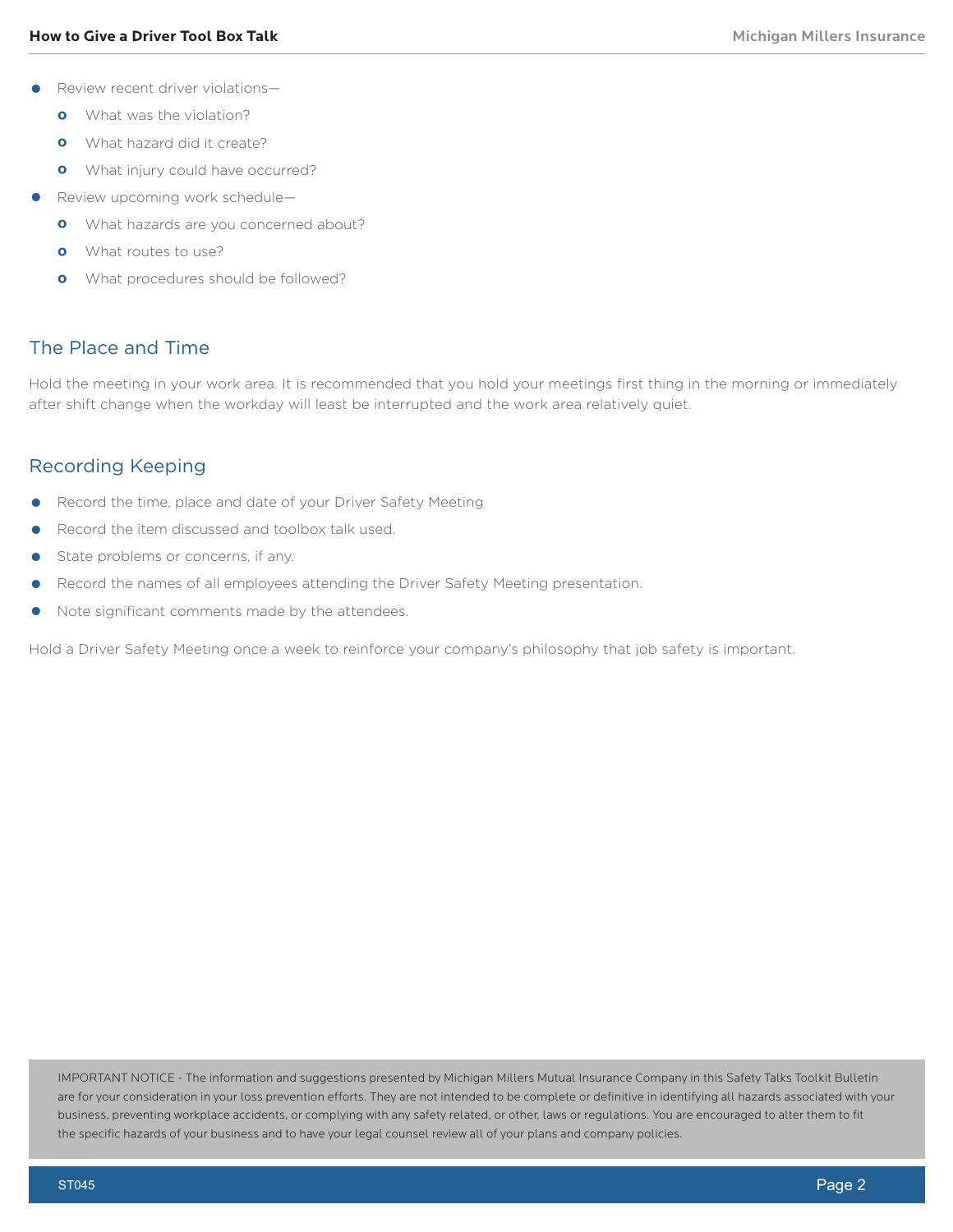- Review recent driver violations—
  - What was the violation?
  - What hazard did it create?
  - What injury could have occurred?
- Review upcoming work schedule—
  - What hazards are you concerned about?
  - What routes to use?
  - What procedures should be followed?

## The Place and Time

Hold the meeting in your work area. It is recommended that you hold your meetings first thing in the morning or immediately after shift change when the workday will least be interrupted and the work area relatively quiet.

## Recording Keeping

- Record the time, place and date of your Driver Safety Meeting
- Record the item discussed and toolbox talk used.
- State problems or concerns, if any.
- Record the names of all employees attending the Driver Safety Meeting presentation.
- Note significant comments made by the attendees.

Hold a Driver Safety Meeting once a week to reinforce your company's philosophy that job safety is important.

IMPORTANT NOTICE - The information and suggestions presented by Michigan Millers Mutual Insurance Company in this Safety Talks Toolkit Bulletin are for your consideration in your loss prevention efforts. They are not intended to be complete or definitive in identifying all hazards associated with your business, preventing workplace accidents, or complying with any safety related, or other, laws or regulations. You are encouraged to alter them to fit the specific hazards of your business and to have your legal counsel review all of your plans and company policies.

ST045